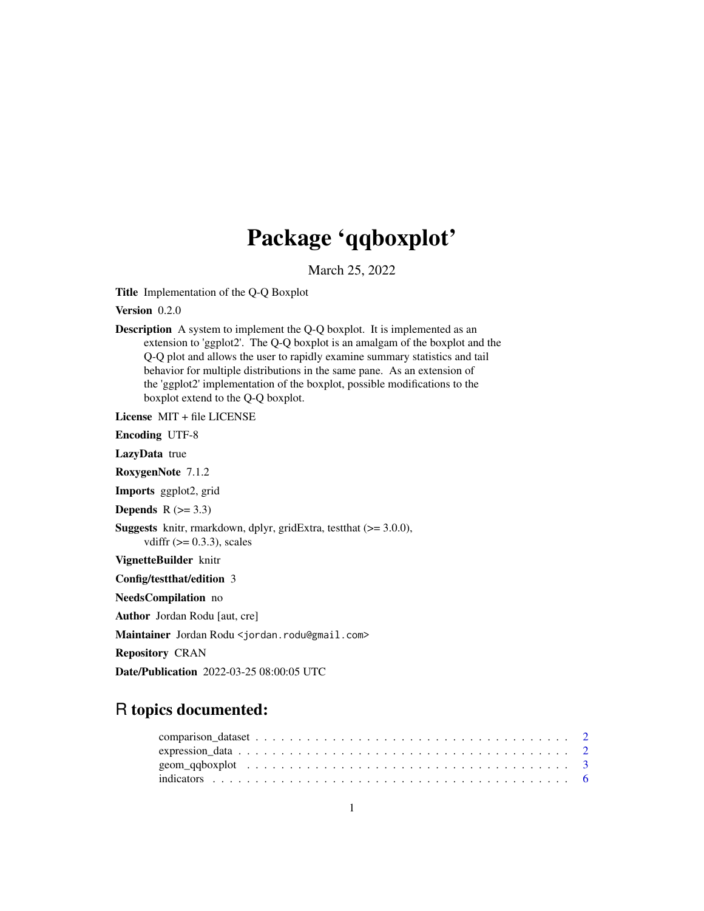# Package 'qqboxplot'

March 25, 2022

**Title** Implementation of the Q-Q Boxplot

**Version** 0.2.0

**Description** A system to implement the Q-Q boxplot. It is implemented as an extension to 'ggplot2'. The Q-Q boxplot is an amalgam of the boxplot and the Q-Q plot and allows the user to rapidly examine summary statistics and tail behavior for multiple distributions in the same pane. As an extension of the 'ggplot2' implementation of the boxplot, possible modifications to the boxplot extend to the Q-Q boxplot.

**License** MIT + file LICENSE

**Encoding** UTF-8

**LazyData** true

**RoxygenNote** 7.1.2

**Imports** ggplot2, grid

**Depends** R (>= 3.3)

**Suggests** knitr, rmarkdown, dplyr, gridExtra, testthat (>= 3.0.0), vdiffr (>= 0.3.3), scales

**VignetteBuilder** knitr

**Config/testthat/edition** 3

**NeedsCompilation** no

**Author** Jordan Rodu [aut, cre]

**Maintainer** Jordan Rodu <jordan.rodu@gmail.com>

**Repository** CRAN

**Date/Publication** 2022-03-25 08:00:05 UTC

## R topics documented:

- comparison_dataset . . . . . . . . . . . . . . . . . . . . . . . . . . . . . . . . . . . . . 2
- expression_data . . . . . . . . . . . . . . . . . . . . . . . . . . . . . . . . . . . . . . . 2
- geom_qqboxplot . . . . . . . . . . . . . . . . . . . . . . . . . . . . . . . . . . . . . . . 3
- indicators . . . . . . . . . . . . . . . . . . . . . . . . . . . . . . . . . . . . . . . . . . 6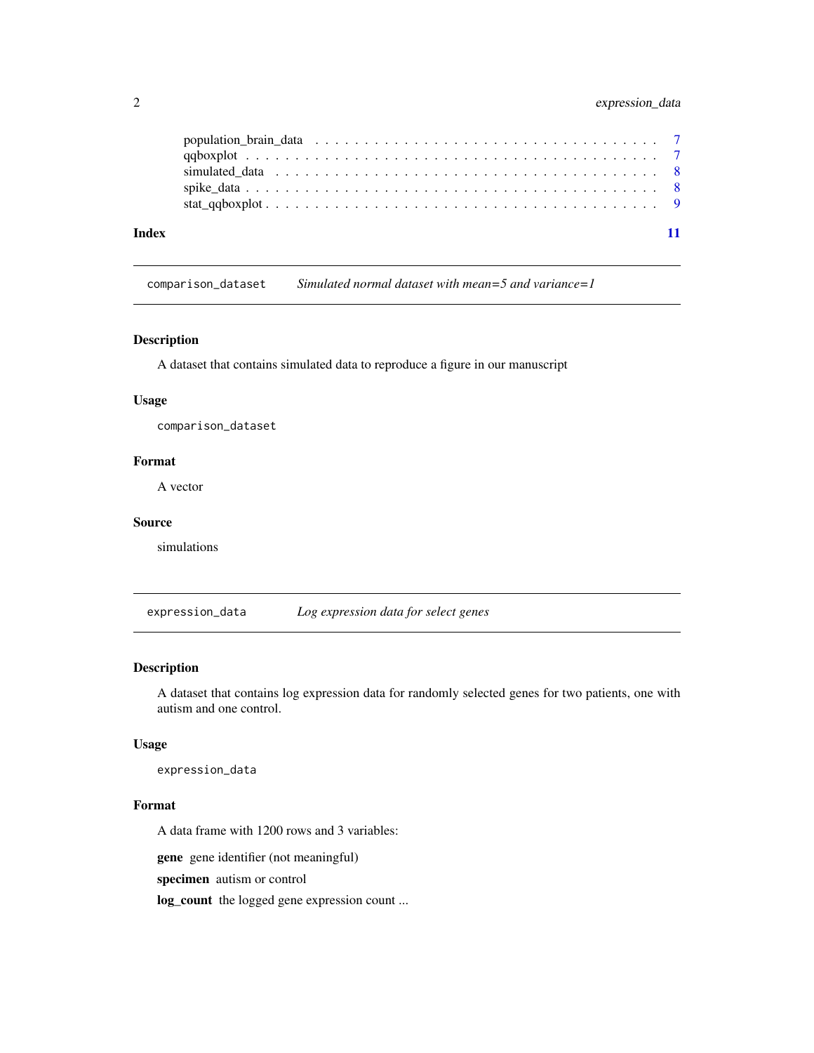population_brain_data . . . . . . . . . . . . . . . . . . . . . . . . . . . . . . . . . 7
qqboxplot . . . . . . . . . . . . . . . . . . . . . . . . . . . . . . . . . . . . . . . 7
simulated_data . . . . . . . . . . . . . . . . . . . . . . . . . . . . . . . . . . . . 8
spike_data . . . . . . . . . . . . . . . . . . . . . . . . . . . . . . . . . . . . . . 8
stat_qqboxplot . . . . . . . . . . . . . . . . . . . . . . . . . . . . . . . . . . . . 9

**Index** **11**

---

`comparison_dataset` *Simulated normal dataset with mean=5 and variance=1*

---

### Description

A dataset that contains simulated data to reproduce a figure in our manuscript

### Usage

```
comparison_dataset
```

### Format

A vector

### Source

simulations

---

`expression_data` *Log expression data for select genes*

---

### Description

A dataset that contains log expression data for randomly selected genes for two patients, one with autism and one control.

### Usage

```
expression_data
```

### Format

A data frame with 1200 rows and 3 variables:

**gene** gene identifier (not meaningful)

**specimen** autism or control

**log_count** the logged gene expression count ...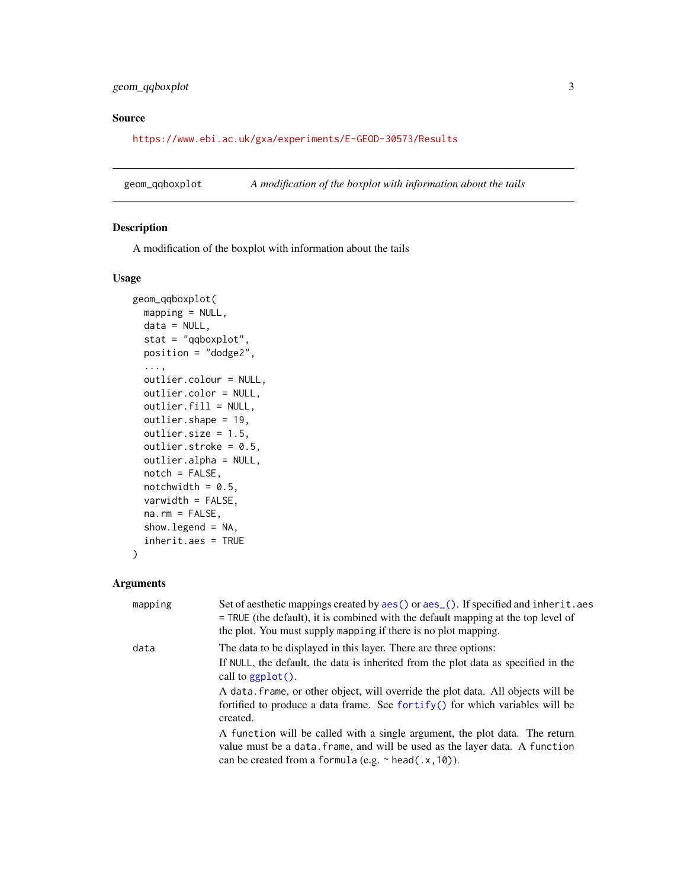## Source

https://www.ebi.ac.uk/gxa/experiments/E-GEOD-30573/Results

---

# geom_qqboxplot — *A modification of the boxplot with information about the tails*

## Description

A modification of the boxplot with information about the tails

## Usage

```
geom_qqboxplot(
  mapping = NULL,
  data = NULL,
  stat = "qqboxplot",
  position = "dodge2",
  ...,
  outlier.colour = NULL,
  outlier.color = NULL,
  outlier.fill = NULL,
  outlier.shape = 19,
  outlier.size = 1.5,
  outlier.stroke = 0.5,
  outlier.alpha = NULL,
  notch = FALSE,
  notchwidth = 0.5,
  varwidth = FALSE,
  na.rm = FALSE,
  show.legend = NA,
  inherit.aes = TRUE
)
```

## Arguments

`mapping` — Set of aesthetic mappings created by `aes()` or `aes_()`. If specified and `inherit.aes = TRUE` (the default), it is combined with the default mapping at the top level of the plot. You must supply `mapping` if there is no plot mapping.

`data` — The data to be displayed in this layer. There are three options:

If `NULL`, the default, the data is inherited from the plot data as specified in the call to `ggplot()`.

A `data.frame`, or other object, will override the plot data. All objects will be fortified to produce a data frame. See `fortify()` for which variables will be created.

A `function` will be called with a single argument, the plot data. The return value must be a `data.frame`, and will be used as the layer data. A `function` can be created from a `formula` (e.g. `~ head(.x,10)`).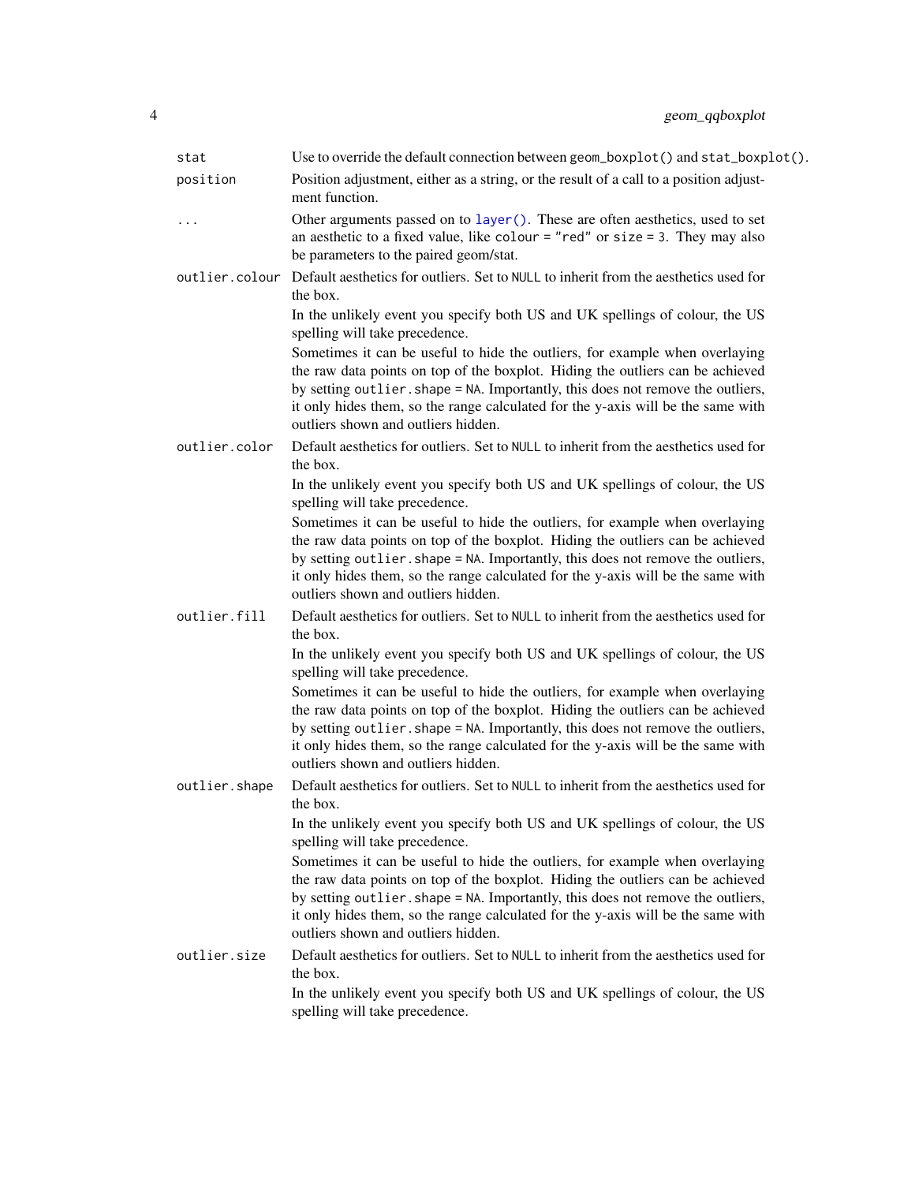| | |
|---|---|
| `stat` | Use to override the default connection between `geom_boxplot()` and `stat_boxplot()`. |
| `position` | Position adjustment, either as a string, or the result of a call to a position adjustment function. |
| `...` | Other arguments passed on to `layer()`. These are often aesthetics, used to set an aesthetic to a fixed value, like `colour = "red"` or `size = 3`. They may also be parameters to the paired geom/stat. |
| `outlier.colour` | Default aesthetics for outliers. Set to `NULL` to inherit from the aesthetics used for the box.<br>In the unlikely event you specify both US and UK spellings of colour, the US spelling will take precedence.<br>Sometimes it can be useful to hide the outliers, for example when overlaying the raw data points on top of the boxplot. Hiding the outliers can be achieved by setting `outlier.shape = NA`. Importantly, this does not remove the outliers, it only hides them, so the range calculated for the y-axis will be the same with outliers shown and outliers hidden. |
| `outlier.color` | Default aesthetics for outliers. Set to `NULL` to inherit from the aesthetics used for the box.<br>In the unlikely event you specify both US and UK spellings of colour, the US spelling will take precedence.<br>Sometimes it can be useful to hide the outliers, for example when overlaying the raw data points on top of the boxplot. Hiding the outliers can be achieved by setting `outlier.shape = NA`. Importantly, this does not remove the outliers, it only hides them, so the range calculated for the y-axis will be the same with outliers shown and outliers hidden. |
| `outlier.fill` | Default aesthetics for outliers. Set to `NULL` to inherit from the aesthetics used for the box.<br>In the unlikely event you specify both US and UK spellings of colour, the US spelling will take precedence.<br>Sometimes it can be useful to hide the outliers, for example when overlaying the raw data points on top of the boxplot. Hiding the outliers can be achieved by setting `outlier.shape = NA`. Importantly, this does not remove the outliers, it only hides them, so the range calculated for the y-axis will be the same with outliers shown and outliers hidden. |
| `outlier.shape` | Default aesthetics for outliers. Set to `NULL` to inherit from the aesthetics used for the box.<br>In the unlikely event you specify both US and UK spellings of colour, the US spelling will take precedence.<br>Sometimes it can be useful to hide the outliers, for example when overlaying the raw data points on top of the boxplot. Hiding the outliers can be achieved by setting `outlier.shape = NA`. Importantly, this does not remove the outliers, it only hides them, so the range calculated for the y-axis will be the same with outliers shown and outliers hidden. |
| `outlier.size` | Default aesthetics for outliers. Set to `NULL` to inherit from the aesthetics used for the box.<br>In the unlikely event you specify both US and UK spellings of colour, the US spelling will take precedence. |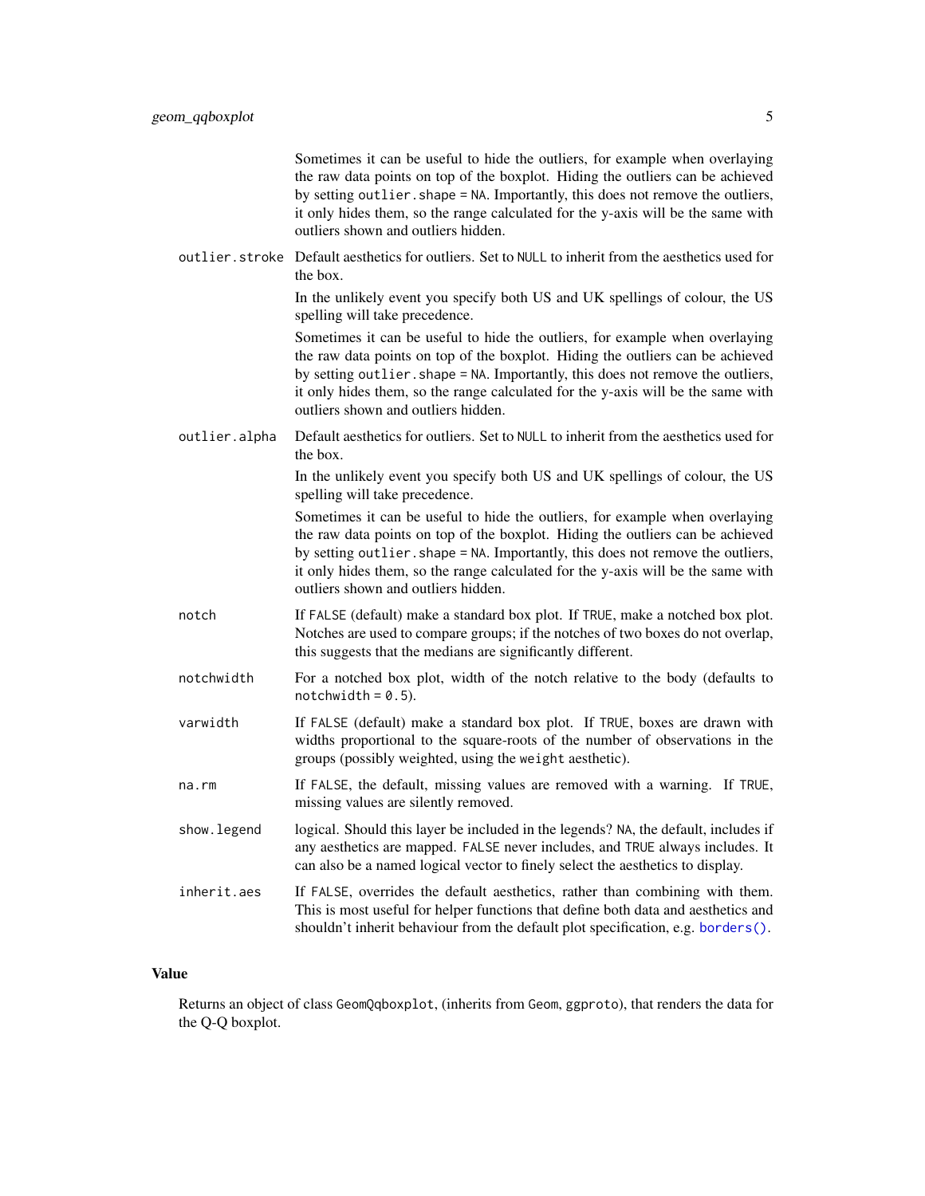Sometimes it can be useful to hide the outliers, for example when overlaying the raw data points on top of the boxplot. Hiding the outliers can be achieved by setting `outlier.shape = NA`. Importantly, this does not remove the outliers, it only hides them, so the range calculated for the y-axis will be the same with outliers shown and outliers hidden.

`outlier.stroke`
: Default aesthetics for outliers. Set to `NULL` to inherit from the aesthetics used for the box.

  In the unlikely event you specify both US and UK spellings of colour, the US spelling will take precedence.

  Sometimes it can be useful to hide the outliers, for example when overlaying the raw data points on top of the boxplot. Hiding the outliers can be achieved by setting `outlier.shape = NA`. Importantly, this does not remove the outliers, it only hides them, so the range calculated for the y-axis will be the same with outliers shown and outliers hidden.

`outlier.alpha`
: Default aesthetics for outliers. Set to `NULL` to inherit from the aesthetics used for the box.

  In the unlikely event you specify both US and UK spellings of colour, the US spelling will take precedence.

  Sometimes it can be useful to hide the outliers, for example when overlaying the raw data points on top of the boxplot. Hiding the outliers can be achieved by setting `outlier.shape = NA`. Importantly, this does not remove the outliers, it only hides them, so the range calculated for the y-axis will be the same with outliers shown and outliers hidden.

`notch`
: If `FALSE` (default) make a standard box plot. If `TRUE`, make a notched box plot. Notches are used to compare groups; if the notches of two boxes do not overlap, this suggests that the medians are significantly different.

`notchwidth`
: For a notched box plot, width of the notch relative to the body (defaults to `notchwidth = 0.5`).

`varwidth`
: If `FALSE` (default) make a standard box plot. If `TRUE`, boxes are drawn with widths proportional to the square-roots of the number of observations in the groups (possibly weighted, using the `weight` aesthetic).

`na.rm`
: If `FALSE`, the default, missing values are removed with a warning. If `TRUE`, missing values are silently removed.

`show.legend`
: logical. Should this layer be included in the legends? `NA`, the default, includes if any aesthetics are mapped. `FALSE` never includes, and `TRUE` always includes. It can also be a named logical vector to finely select the aesthetics to display.

`inherit.aes`
: If `FALSE`, overrides the default aesthetics, rather than combining with them. This is most useful for helper functions that define both data and aesthetics and shouldn't inherit behaviour from the default plot specification, e.g. `borders()`.

## Value

Returns an object of class `GeomQqboxplot`, (inherits from `Geom`, `ggproto`), that renders the data for the Q-Q boxplot.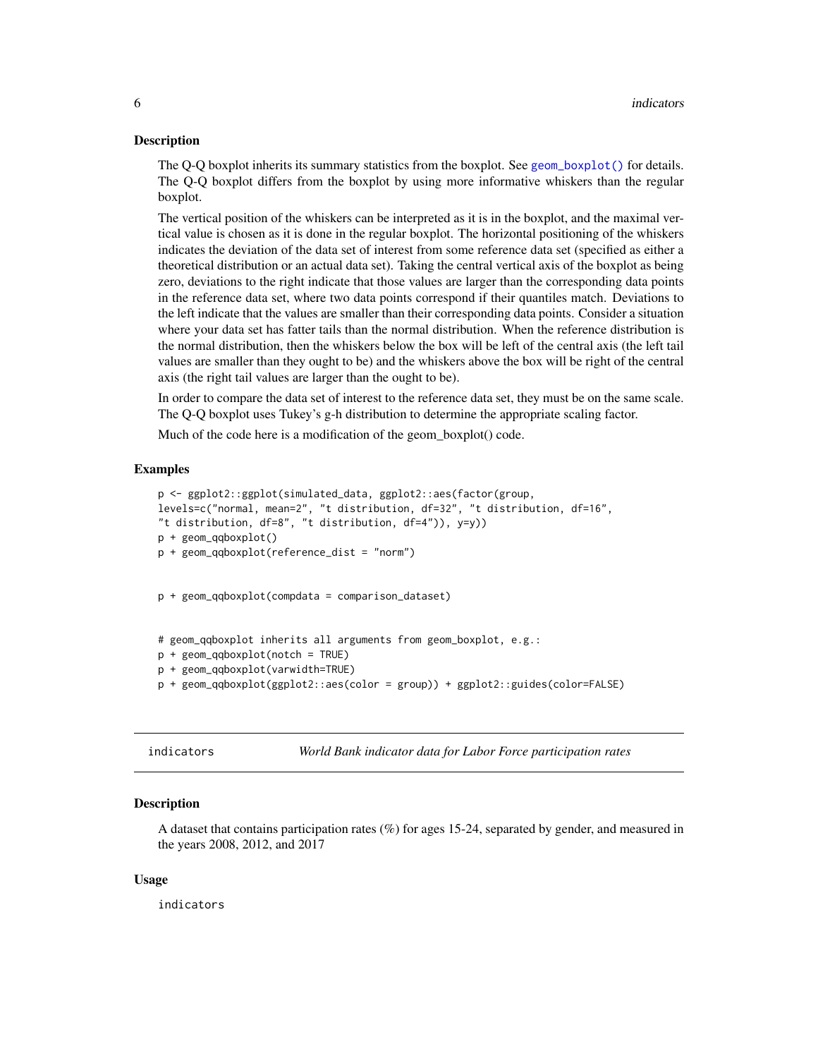## Description

The Q-Q boxplot inherits its summary statistics from the boxplot. See `geom_boxplot()` for details. The Q-Q boxplot differs from the boxplot by using more informative whiskers than the regular boxplot.

The vertical position of the whiskers can be interpreted as it is in the boxplot, and the maximal vertical value is chosen as it is done in the regular boxplot. The horizontal positioning of the whiskers indicates the deviation of the data set of interest from some reference data set (specified as either a theoretical distribution or an actual data set). Taking the central vertical axis of the boxplot as being zero, deviations to the right indicate that those values are larger than the corresponding data points in the reference data set, where two data points correspond if their quantiles match. Deviations to the left indicate that the values are smaller than their corresponding data points. Consider a situation where your data set has fatter tails than the normal distribution. When the reference distribution is the normal distribution, then the whiskers below the box will be left of the central axis (the left tail values are smaller than they ought to be) and the whiskers above the box will be right of the central axis (the right tail values are larger than the ought to be).

In order to compare the data set of interest to the reference data set, they must be on the same scale. The Q-Q boxplot uses Tukey's g-h distribution to determine the appropriate scaling factor.

Much of the code here is a modification of the geom_boxplot() code.

## Examples

```
p <- ggplot2::ggplot(simulated_data, ggplot2::aes(factor(group,
levels=c("normal, mean=2", "t distribution, df=32", "t distribution, df=16",
"t distribution, df=8", "t distribution, df=4")), y=y))
p + geom_qqboxplot()
p + geom_qqboxplot(reference_dist = "norm")


p + geom_qqboxplot(compdata = comparison_dataset)


# geom_qqboxplot inherits all arguments from geom_boxplot, e.g.:
p + geom_qqboxplot(notch = TRUE)
p + geom_qqboxplot(varwidth=TRUE)
p + geom_qqboxplot(ggplot2::aes(color = group)) + ggplot2::guides(color=FALSE)
```

---

# indicators — *World Bank indicator data for Labor Force participation rates*

## Description

A dataset that contains participation rates (%) for ages 15-24, separated by gender, and measured in the years 2008, 2012, and 2017

## Usage

```
indicators
```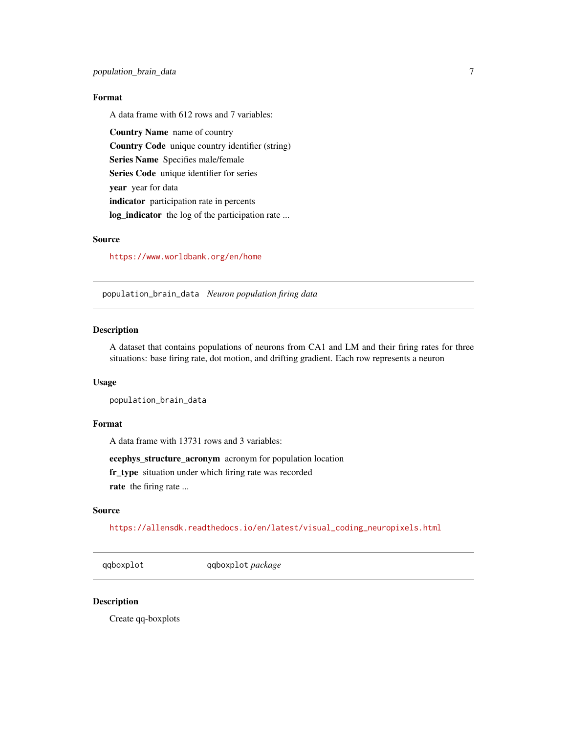### Format

A data frame with 612 rows and 7 variables:

**Country Name** name of country

**Country Code** unique country identifier (string)

**Series Name** Specifies male/female

**Series Code** unique identifier for series

**year** year for data

**indicator** participation rate in percents

**log_indicator** the log of the participation rate ...

### Source

https://www.worldbank.org/en/home

---

## `population_brain_data` *Neuron population firing data*

### Description

A dataset that contains populations of neurons from CA1 and LM and their firing rates for three situations: base firing rate, dot motion, and drifting gradient. Each row represents a neuron

### Usage

```
population_brain_data
```

### Format

A data frame with 13731 rows and 3 variables:

**ecephys_structure_acronym** acronym for population location

**fr_type** situation under which firing rate was recorded

**rate** the firing rate ...

### Source

https://allensdk.readthedocs.io/en/latest/visual_coding_neuropixels.html

---

## `qqboxplot` `qqboxplot` *package*

### Description

Create qq-boxplots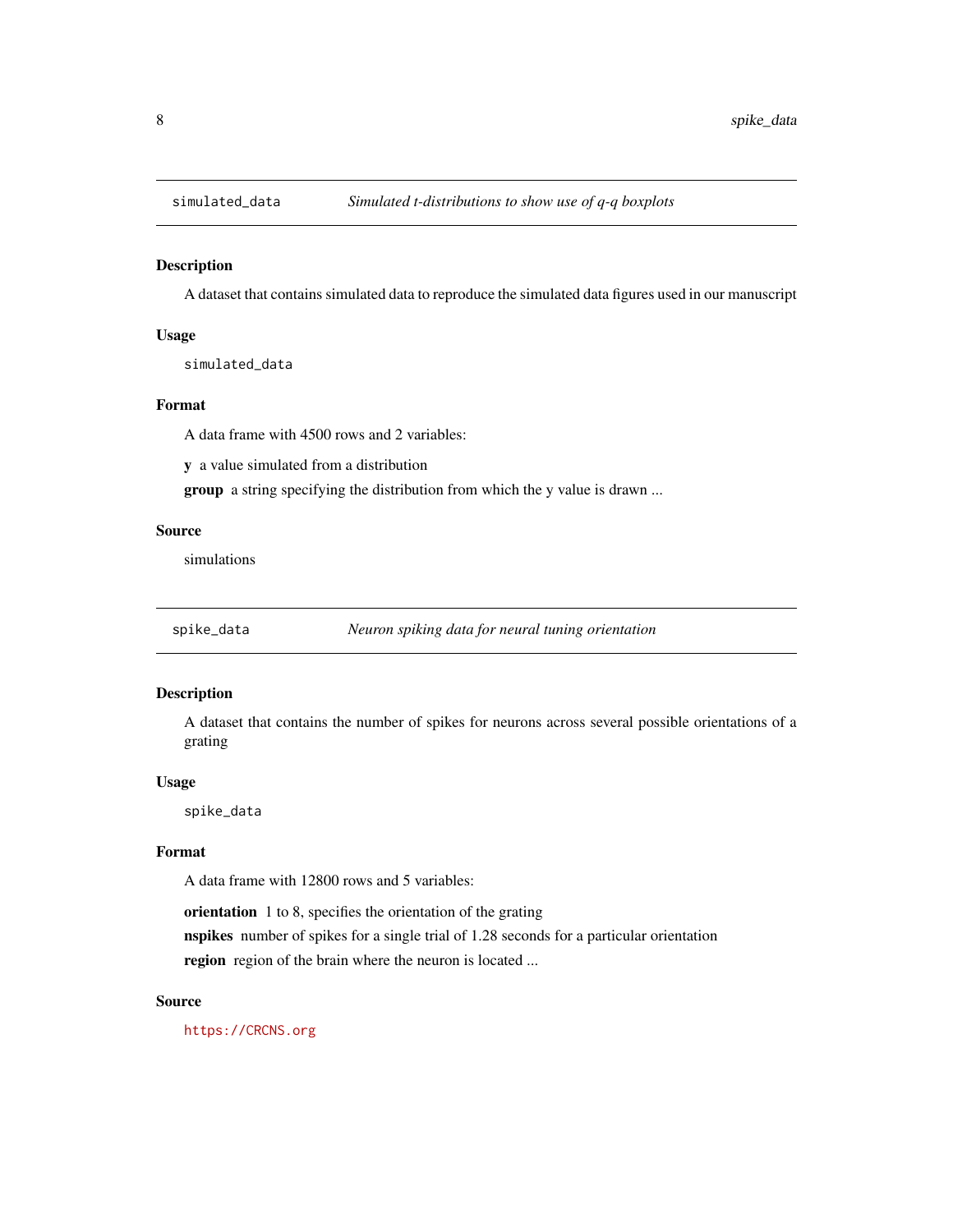## simulated_data — *Simulated t-distributions to show use of q-q boxplots*

### Description

A dataset that contains simulated data to reproduce the simulated data figures used in our manuscript

### Usage

```
simulated_data
```

### Format

A data frame with 4500 rows and 2 variables:

**y** a value simulated from a distribution

**group** a string specifying the distribution from which the y value is drawn ...

### Source

simulations

## spike_data — *Neuron spiking data for neural tuning orientation*

### Description

A dataset that contains the number of spikes for neurons across several possible orientations of a grating

### Usage

```
spike_data
```

### Format

A data frame with 12800 rows and 5 variables:

**orientation** 1 to 8, specifies the orientation of the grating

**nspikes** number of spikes for a single trial of 1.28 seconds for a particular orientation

**region** region of the brain where the neuron is located ...

### Source

https://CRCNS.org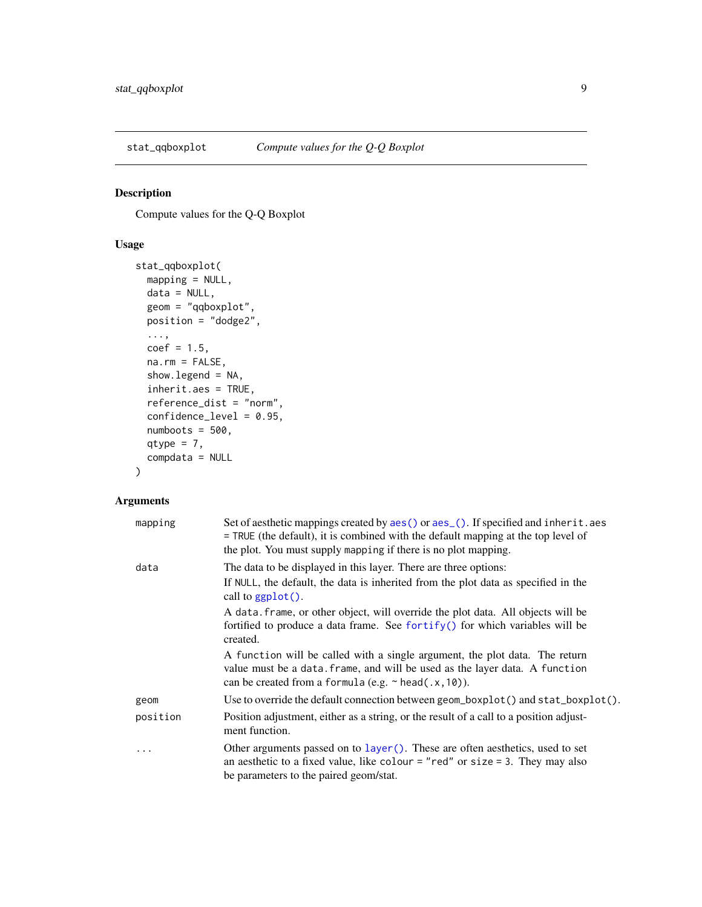## stat_qqboxplot — *Compute values for the Q-Q Boxplot*

### Description

Compute values for the Q-Q Boxplot

### Usage

```
stat_qqboxplot(
  mapping = NULL,
  data = NULL,
  geom = "qqboxplot",
  position = "dodge2",
  ...,
  coef = 1.5,
  na.rm = FALSE,
  show.legend = NA,
  inherit.aes = TRUE,
  reference_dist = "norm",
  confidence_level = 0.95,
  numboots = 500,
  qtype = 7,
  compdata = NULL
)
```

### Arguments

| | |
|---|---|
| `mapping` | Set of aesthetic mappings created by `aes()` or `aes_()`. If specified and `inherit.aes = TRUE` (the default), it is combined with the default mapping at the top level of the plot. You must supply `mapping` if there is no plot mapping. |
| `data` | The data to be displayed in this layer. There are three options:<br>If `NULL`, the default, the data is inherited from the plot data as specified in the call to `ggplot()`.<br>A `data.frame`, or other object, will override the plot data. All objects will be fortified to produce a data frame. See `fortify()` for which variables will be created.<br>A `function` will be called with a single argument, the plot data. The return value must be a `data.frame`, and will be used as the layer data. A `function` can be created from a `formula` (e.g. `~ head(.x,10)`). |
| `geom` | Use to override the default connection between `geom_boxplot()` and `stat_boxplot()`. |
| `position` | Position adjustment, either as a string, or the result of a call to a position adjustment function. |
| `...` | Other arguments passed on to `layer()`. These are often aesthetics, used to set an aesthetic to a fixed value, like `colour = "red"` or `size = 3`. They may also be parameters to the paired geom/stat. |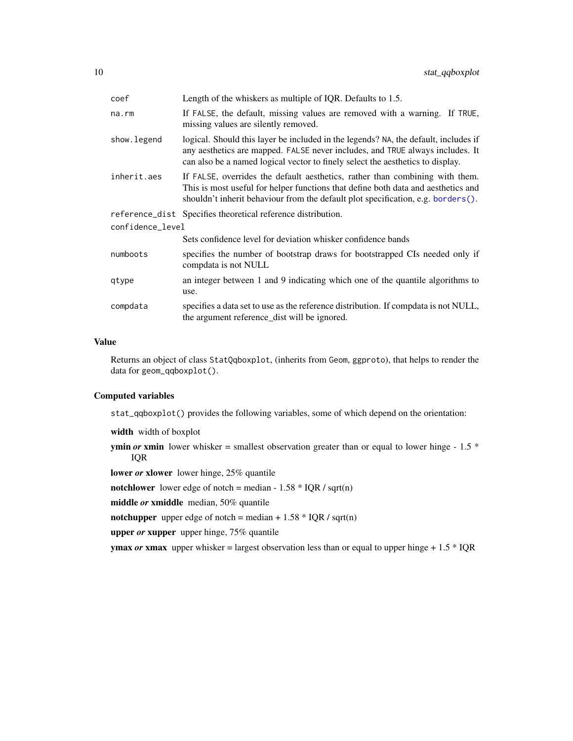| | |
|---|---|
| `coef` | Length of the whiskers as multiple of IQR. Defaults to 1.5. |
| `na.rm` | If `FALSE`, the default, missing values are removed with a warning. If `TRUE`, missing values are silently removed. |
| `show.legend` | logical. Should this layer be included in the legends? `NA`, the default, includes if any aesthetics are mapped. `FALSE` never includes, and `TRUE` always includes. It can also be a named logical vector to finely select the aesthetics to display. |
| `inherit.aes` | If `FALSE`, overrides the default aesthetics, rather than combining with them. This is most useful for helper functions that define both data and aesthetics and shouldn't inherit behaviour from the default plot specification, e.g. `borders()`. |
| `reference_dist` | Specifies theoretical reference distribution. |
| `confidence_level` | Sets confidence level for deviation whisker confidence bands |
| `numboots` | specifies the number of bootstrap draws for bootstrapped CIs needed only if compdata is not NULL |
| `qtype` | an integer between 1 and 9 indicating which one of the quantile algorithms to use. |
| `compdata` | specifies a data set to use as the reference distribution. If compdata is not NULL, the argument reference_dist will be ignored. |

## Value

Returns an object of class `StatQqboxplot`, (inherits from `Geom`, `ggproto`), that helps to render the data for `geom_qqboxplot()`.

## Computed variables

`stat_qqboxplot()` provides the following variables, some of which depend on the orientation:

**width** width of boxplot

**ymin** ***or*** **xmin** lower whisker = smallest observation greater than or equal to lower hinge - 1.5 * IQR

**lower** ***or*** **xlower** lower hinge, 25% quantile

**notchlower** lower edge of notch = median - 1.58 * IQR / sqrt(n)

**middle** ***or*** **xmiddle** median, 50% quantile

**notchupper** upper edge of notch = median + 1.58 * IQR / sqrt(n)

**upper** ***or*** **xupper** upper hinge, 75% quantile

**ymax** ***or*** **xmax** upper whisker = largest observation less than or equal to upper hinge + 1.5 * IQR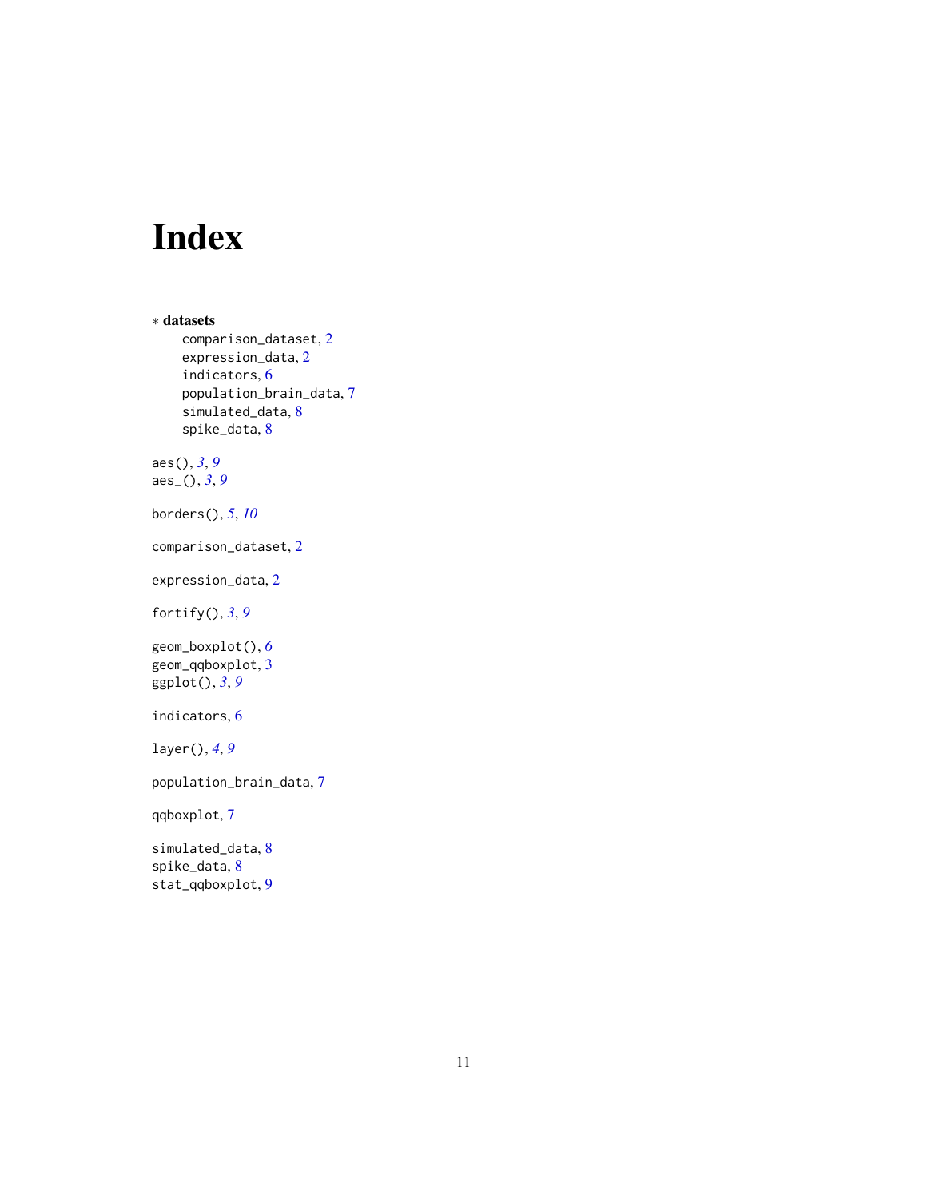# Index

* **datasets**
    - comparison_dataset, 2
    - expression_data, 2
    - indicators, 6
    - population_brain_data, 7
    - simulated_data, 8
    - spike_data, 8

aes(), *3*, *9*
aes_(), *3*, *9*

borders(), *5*, *10*

comparison_dataset, 2

expression_data, 2

fortify(), *3*, *9*

geom_boxplot(), *6*
geom_qqboxplot, 3
ggplot(), *3*, *9*

indicators, 6

layer(), *4*, *9*

population_brain_data, 7

qqboxplot, 7

simulated_data, 8
spike_data, 8
stat_qqboxplot, 9